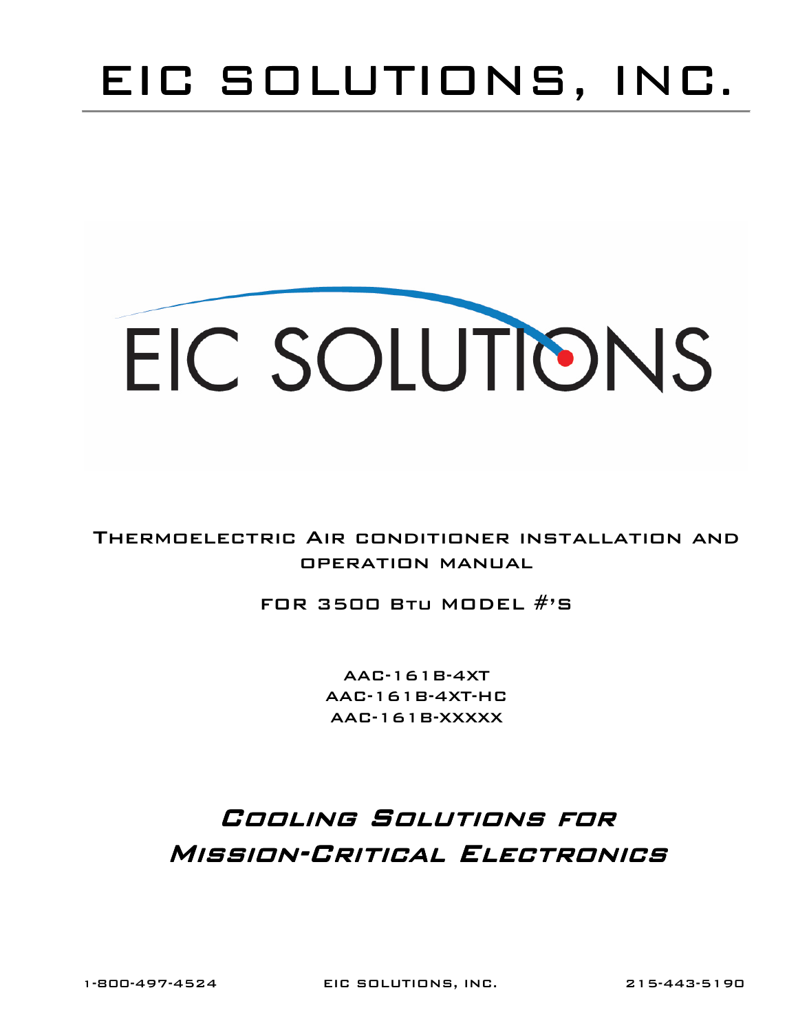# EIC SOLUTIONS, INC.

EIC SOLUTIONS

## Thermoelectric Air conditioner installation and operation manual

### FOR 3500 Btu MODEL #'S

AAC-161B-4XT
AAC-161B-4XT-HC
AAC-161B-XXXXX

## *Cooling Solutions for Mission-Critical Electronics*

1-800-497-4524 EIC SOLUTIONS, INC. 215-443-5190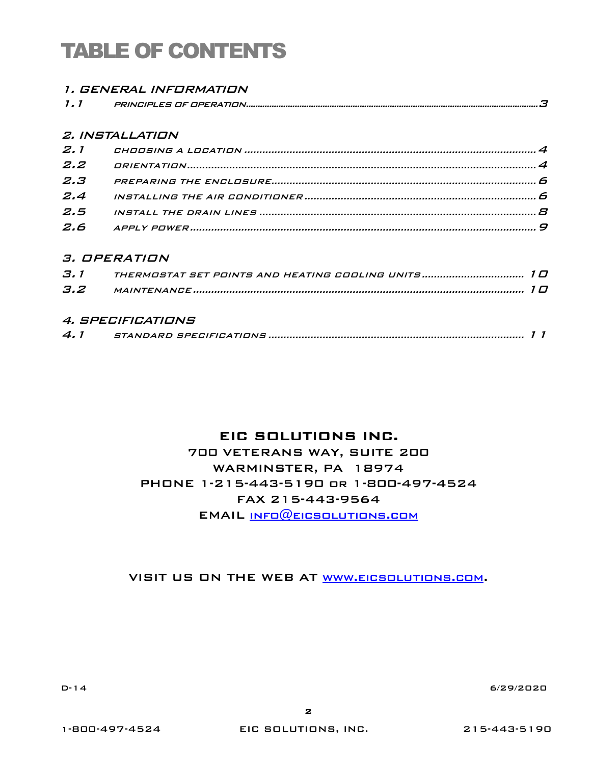# TABLE OF CONTENTS

## 1. GENERAL INFORMATION

1.1 PRINCIPLES OF OPERATION ..... 3

## 2. INSTALLATION

2.1 CHOOSING A LOCATION ..... 4
2.2 ORIENTATION ..... 4
2.3 PREPARING THE ENCLOSURE ..... 6
2.4 INSTALLING THE AIR CONDITIONER ..... 6
2.5 INSTALL THE DRAIN LINES ..... 8
2.6 APPLY POWER ..... 9

## 3. OPERATION

3.1 THERMOSTAT SET POINTS AND HEATING COOLING UNITS ..... 10
3.2 MAINTENANCE ..... 10

## 4. SPECIFICATIONS

4.1 STANDARD SPECIFICATIONS ..... 11

**EIC SOLUTIONS INC.**
700 VETERANS WAY, SUITE 200
WARMINSTER, PA 18974
PHONE 1-215-443-5190 OR 1-800-497-4524
FAX 215-443-9564
EMAIL info@eicsolutions.com

VISIT US ON THE WEB AT www.eicsolutions.com.

D-14 6/29/2020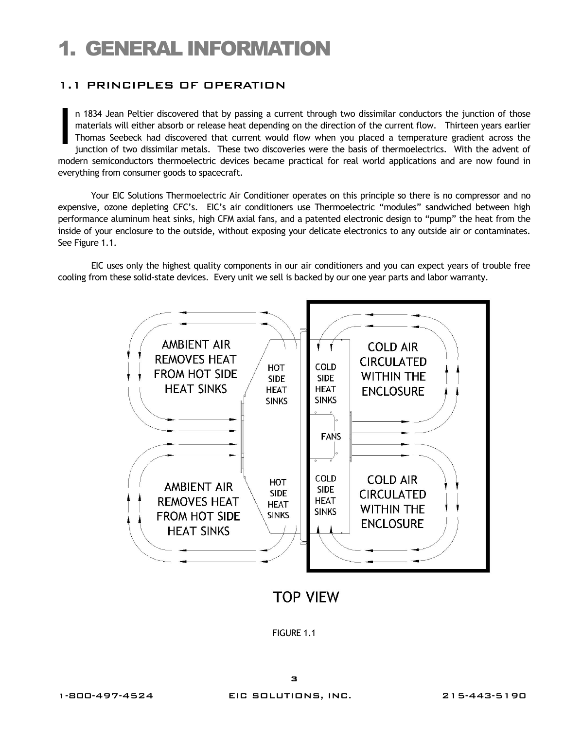# 1. GENERAL INFORMATION

## 1.1 PRINCIPLES OF OPERATION

In 1834 Jean Peltier discovered that by passing a current through two dissimilar conductors the junction of those materials will either absorb or release heat depending on the direction of the current flow. Thirteen years earlier Thomas Seebeck had discovered that current would flow when you placed a temperature gradient across the junction of two dissimilar metals. These two discoveries were the basis of thermoelectrics. With the advent of modern semiconductors thermoelectric devices became practical for real world applications and are now found in everything from consumer goods to spacecraft.

Your EIC Solutions Thermoelectric Air Conditioner operates on this principle so there is no compressor and no expensive, ozone depleting CFC's. EIC's air conditioners use Thermoelectric "modules" sandwiched between high performance aluminum heat sinks, high CFM axial fans, and a patented electronic design to "pump" the heat from the inside of your enclosure to the outside, without exposing your delicate electronics to any outside air or contaminates. See Figure 1.1.

EIC uses only the highest quality components in our air conditioners and you can expect years of trouble free cooling from these solid-state devices. Every unit we sell is backed by our one year parts and labor warranty.

AMBIENT AIR REMOVES HEAT FROM HOT SIDE HEAT SINKS

HOT SIDE HEAT SINKS

COLD SIDE HEAT SINKS

COLD AIR CIRCULATED WITHIN THE ENCLOSURE

FANS

AMBIENT AIR REMOVES HEAT FROM HOT SIDE HEAT SINKS

HOT SIDE HEAT SINKS

COLD SIDE HEAT SINKS

COLD AIR CIRCULATED WITHIN THE ENCLOSURE

TOP VIEW

FIGURE 1.1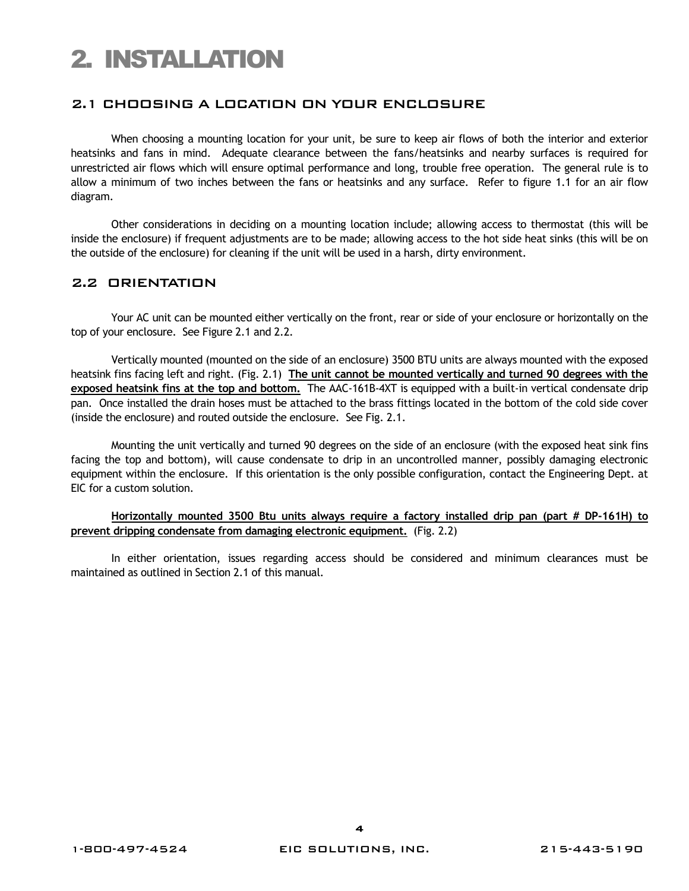# 2. INSTALLATION

## 2.1 CHOOSING A LOCATION ON YOUR ENCLOSURE

When choosing a mounting location for your unit, be sure to keep air flows of both the interior and exterior heatsinks and fans in mind. Adequate clearance between the fans/heatsinks and nearby surfaces is required for unrestricted air flows which will ensure optimal performance and long, trouble free operation. The general rule is to allow a minimum of two inches between the fans or heatsinks and any surface. Refer to figure 1.1 for an air flow diagram.

Other considerations in deciding on a mounting location include; allowing access to thermostat (this will be inside the enclosure) if frequent adjustments are to be made; allowing access to the hot side heat sinks (this will be on the outside of the enclosure) for cleaning if the unit will be used in a harsh, dirty environment.

## 2.2 ORIENTATION

Your AC unit can be mounted either vertically on the front, rear or side of your enclosure or horizontally on the top of your enclosure. See Figure 2.1 and 2.2.

Vertically mounted (mounted on the side of an enclosure) 3500 BTU units are always mounted with the exposed heatsink fins facing left and right. (Fig. 2.1) **The unit cannot be mounted vertically and turned 90 degrees with the exposed heatsink fins at the top and bottom.** The AAC-161B-4XT is equipped with a built-in vertical condensate drip pan. Once installed the drain hoses must be attached to the brass fittings located in the bottom of the cold side cover (inside the enclosure) and routed outside the enclosure. See Fig. 2.1.

Mounting the unit vertically and turned 90 degrees on the side of an enclosure (with the exposed heat sink fins facing the top and bottom), will cause condensate to drip in an uncontrolled manner, possibly damaging electronic equipment within the enclosure. If this orientation is the only possible configuration, contact the Engineering Dept. at EIC for a custom solution.

**Horizontally mounted 3500 Btu units always require a factory installed drip pan (part # DP-161H) to prevent dripping condensate from damaging electronic equipment.** (Fig. 2.2)

In either orientation, issues regarding access should be considered and minimum clearances must be maintained as outlined in Section 2.1 of this manual.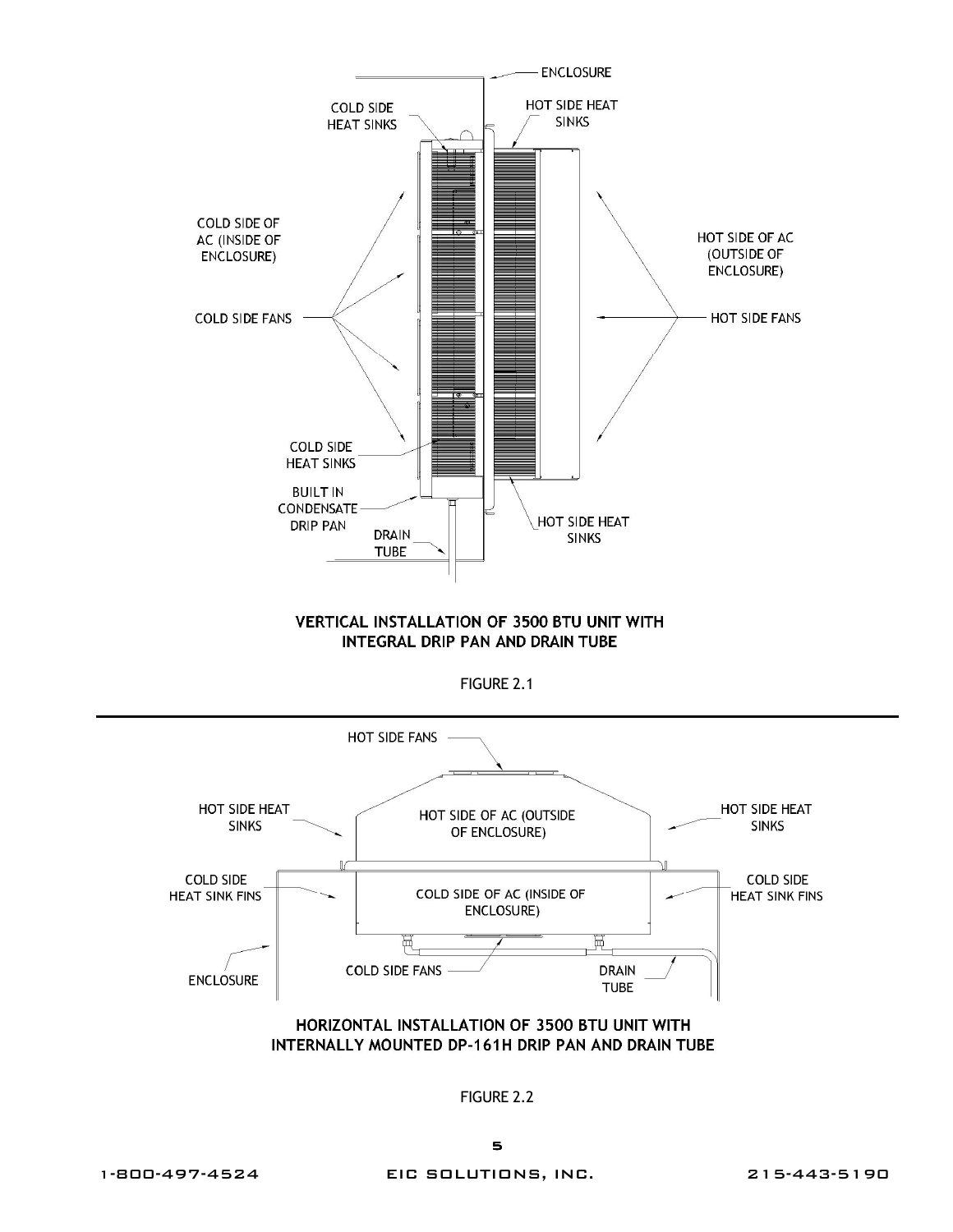**VERTICAL INSTALLATION OF 3500 BTU UNIT WITH INTEGRAL DRIP PAN AND DRAIN TUBE**

FIGURE 2.1

---

**HORIZONTAL INSTALLATION OF 3500 BTU UNIT WITH INTERNALLY MOUNTED DP-161H DRIP PAN AND DRAIN TUBE**

FIGURE 2.2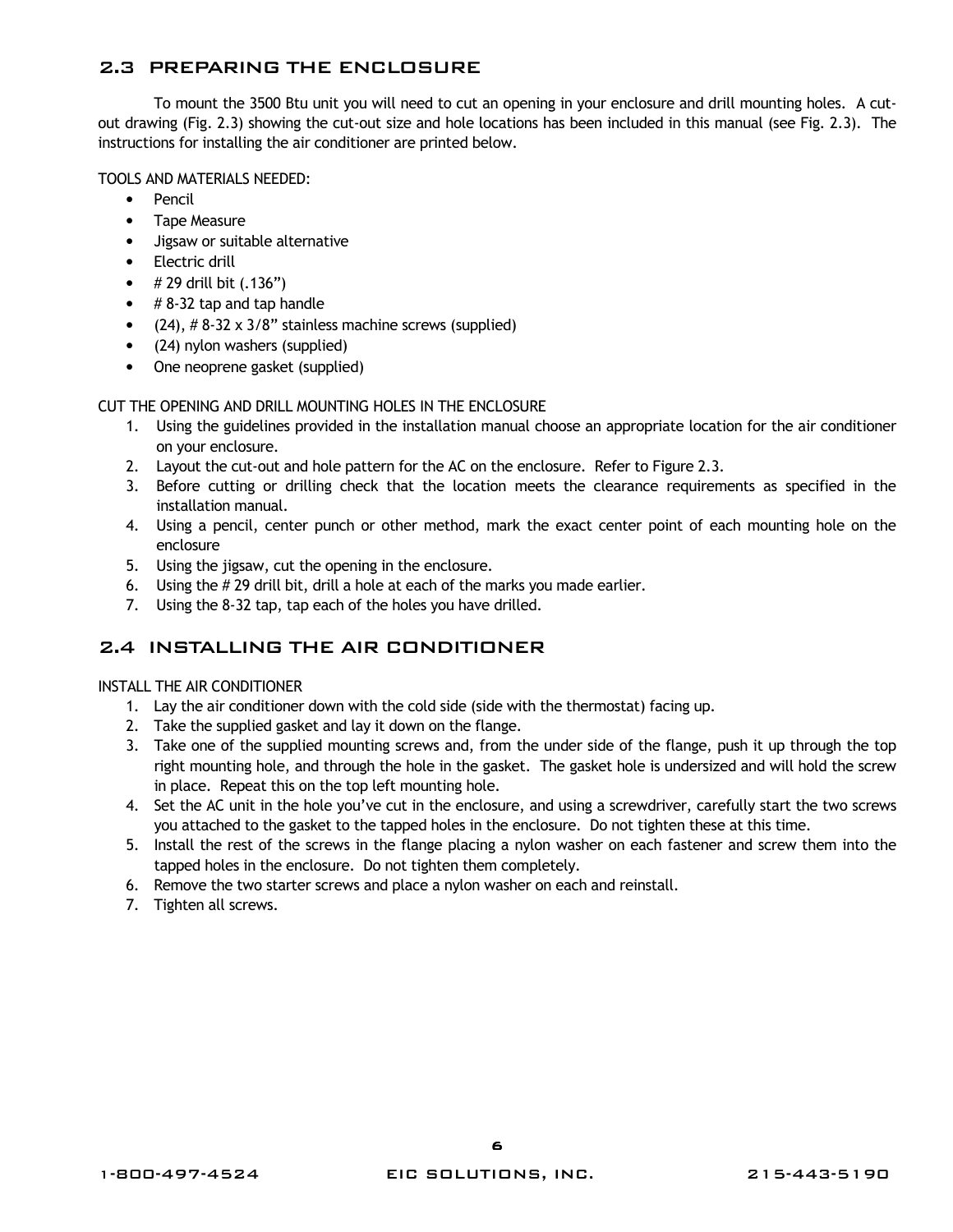## 2.3 PREPARING THE ENCLOSURE

To mount the 3500 Btu unit you will need to cut an opening in your enclosure and drill mounting holes. A cut-out drawing (Fig. 2.3) showing the cut-out size and hole locations has been included in this manual (see Fig. 2.3). The instructions for installing the air conditioner are printed below.

TOOLS AND MATERIALS NEEDED:

- Pencil
- Tape Measure
- Jigsaw or suitable alternative
- Electric drill
- # 29 drill bit (.136”)
- # 8-32 tap and tap handle
- (24), # 8-32 x 3/8” stainless machine screws (supplied)
- (24) nylon washers (supplied)
- One neoprene gasket (supplied)

CUT THE OPENING AND DRILL MOUNTING HOLES IN THE ENCLOSURE

1. Using the guidelines provided in the installation manual choose an appropriate location for the air conditioner on your enclosure.
2. Layout the cut-out and hole pattern for the AC on the enclosure. Refer to Figure 2.3.
3. Before cutting or drilling check that the location meets the clearance requirements as specified in the installation manual.
4. Using a pencil, center punch or other method, mark the exact center point of each mounting hole on the enclosure
5. Using the jigsaw, cut the opening in the enclosure.
6. Using the # 29 drill bit, drill a hole at each of the marks you made earlier.
7. Using the 8-32 tap, tap each of the holes you have drilled.

## 2.4 INSTALLING THE AIR CONDITIONER

INSTALL THE AIR CONDITIONER

1. Lay the air conditioner down with the cold side (side with the thermostat) facing up.
2. Take the supplied gasket and lay it down on the flange.
3. Take one of the supplied mounting screws and, from the under side of the flange, push it up through the top right mounting hole, and through the hole in the gasket. The gasket hole is undersized and will hold the screw in place. Repeat this on the top left mounting hole.
4. Set the AC unit in the hole you’ve cut in the enclosure, and using a screwdriver, carefully start the two screws you attached to the gasket to the tapped holes in the enclosure. Do not tighten these at this time.
5. Install the rest of the screws in the flange placing a nylon washer on each fastener and screw them into the tapped holes in the enclosure. Do not tighten them completely.
6. Remove the two starter screws and place a nylon washer on each and reinstall.
7. Tighten all screws.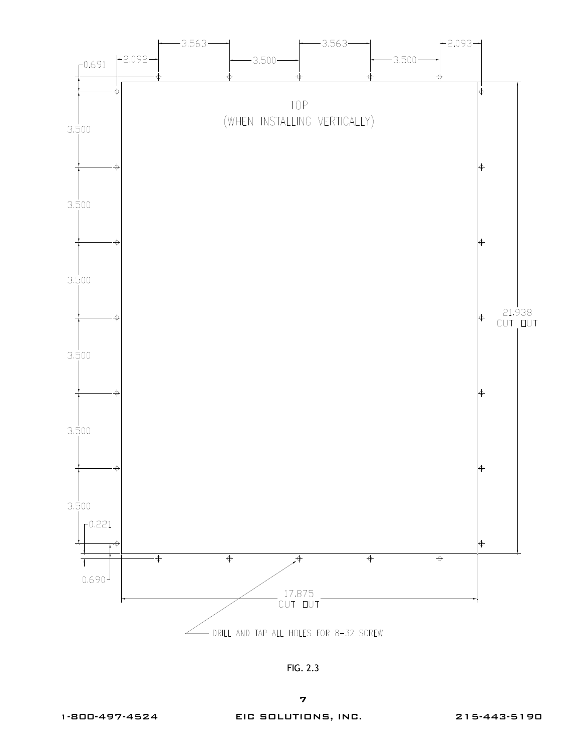3.563 3.563 2.093

0.691 2.092 3.500 3.500

TOP
(WHEN INSTALLING VERTICALLY)

3.500

3.500

3.500

21.938
CUT OUT

3.500

3.500

3.500

0.221

0.690

17.875
CUT OUT

DRILL AND TAP ALL HOLES FOR 8-32 SCREW

FIG. 2.3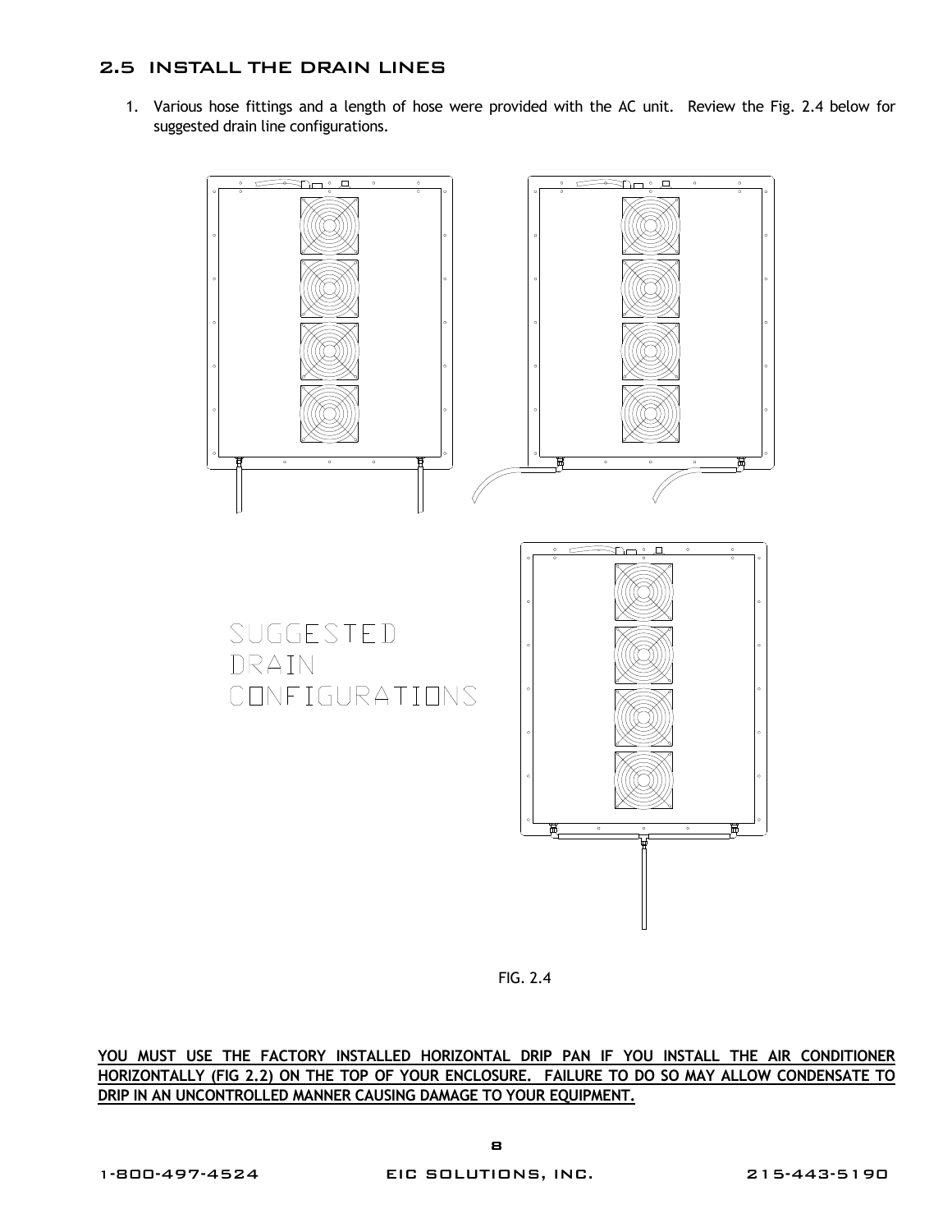## 2.5 INSTALL THE DRAIN LINES

1. Various hose fittings and a length of hose were provided with the AC unit. Review the Fig. 2.4 below for suggested drain line configurations.

SUGGESTED DRAIN CONFIGURATIONS

FIG. 2.4

**YOU MUST USE THE FACTORY INSTALLED HORIZONTAL DRIP PAN IF YOU INSTALL THE AIR CONDITIONER HORIZONTALLY (FIG 2.2) ON THE TOP OF YOUR ENCLOSURE. FAILURE TO DO SO MAY ALLOW CONDENSATE TO DRIP IN AN UNCONTROLLED MANNER CAUSING DAMAGE TO YOUR EQUIPMENT.**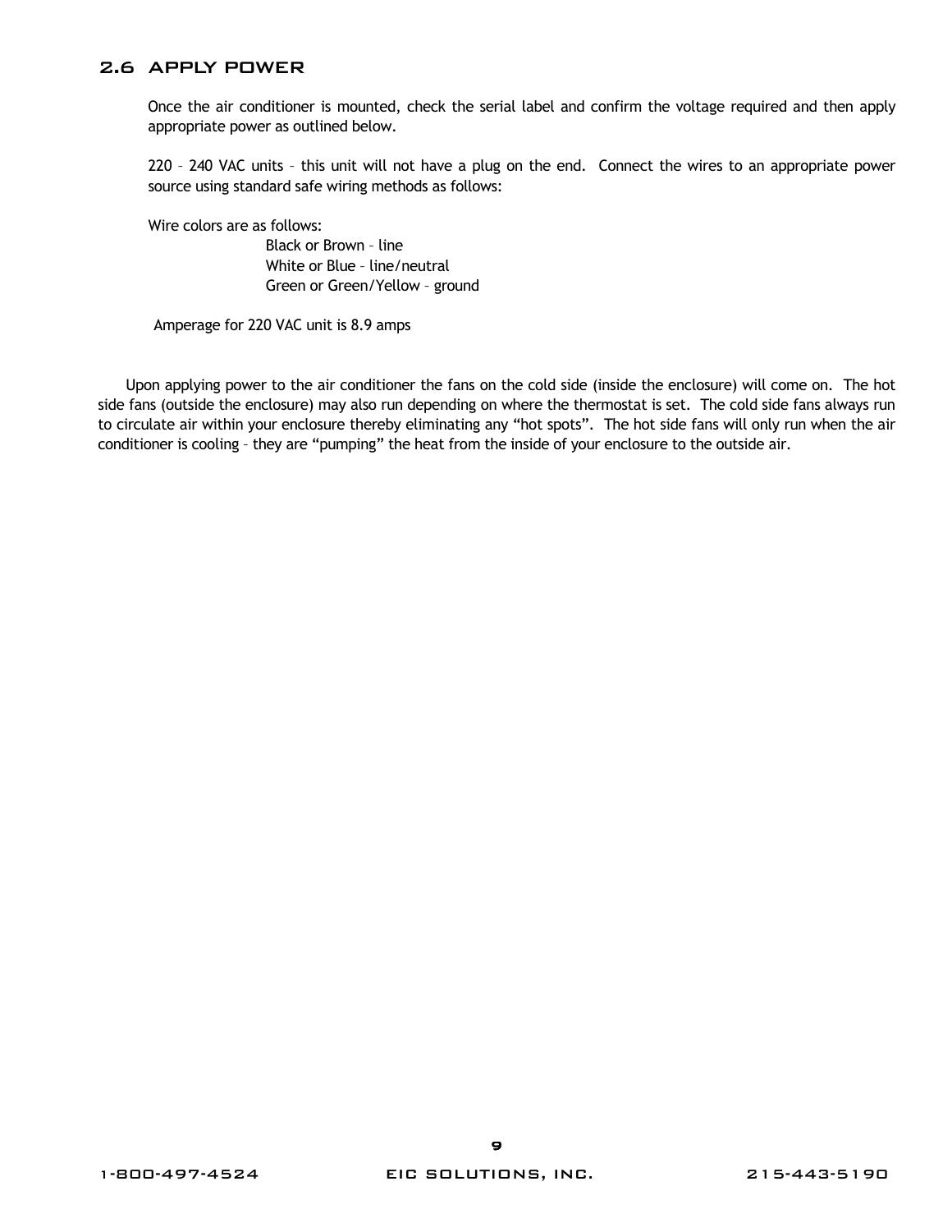## 2.6 APPLY POWER

Once the air conditioner is mounted, check the serial label and confirm the voltage required and then apply appropriate power as outlined below.

220 – 240 VAC units – this unit will not have a plug on the end. Connect the wires to an appropriate power source using standard safe wiring methods as follows:

Wire colors are as follows:

- Black or Brown – line
- White or Blue – line/neutral
- Green or Green/Yellow – ground

Amperage for 220 VAC unit is 8.9 amps

Upon applying power to the air conditioner the fans on the cold side (inside the enclosure) will come on. The hot side fans (outside the enclosure) may also run depending on where the thermostat is set. The cold side fans always run to circulate air within your enclosure thereby eliminating any "hot spots". The hot side fans will only run when the air conditioner is cooling – they are "pumping" the heat from the inside of your enclosure to the outside air.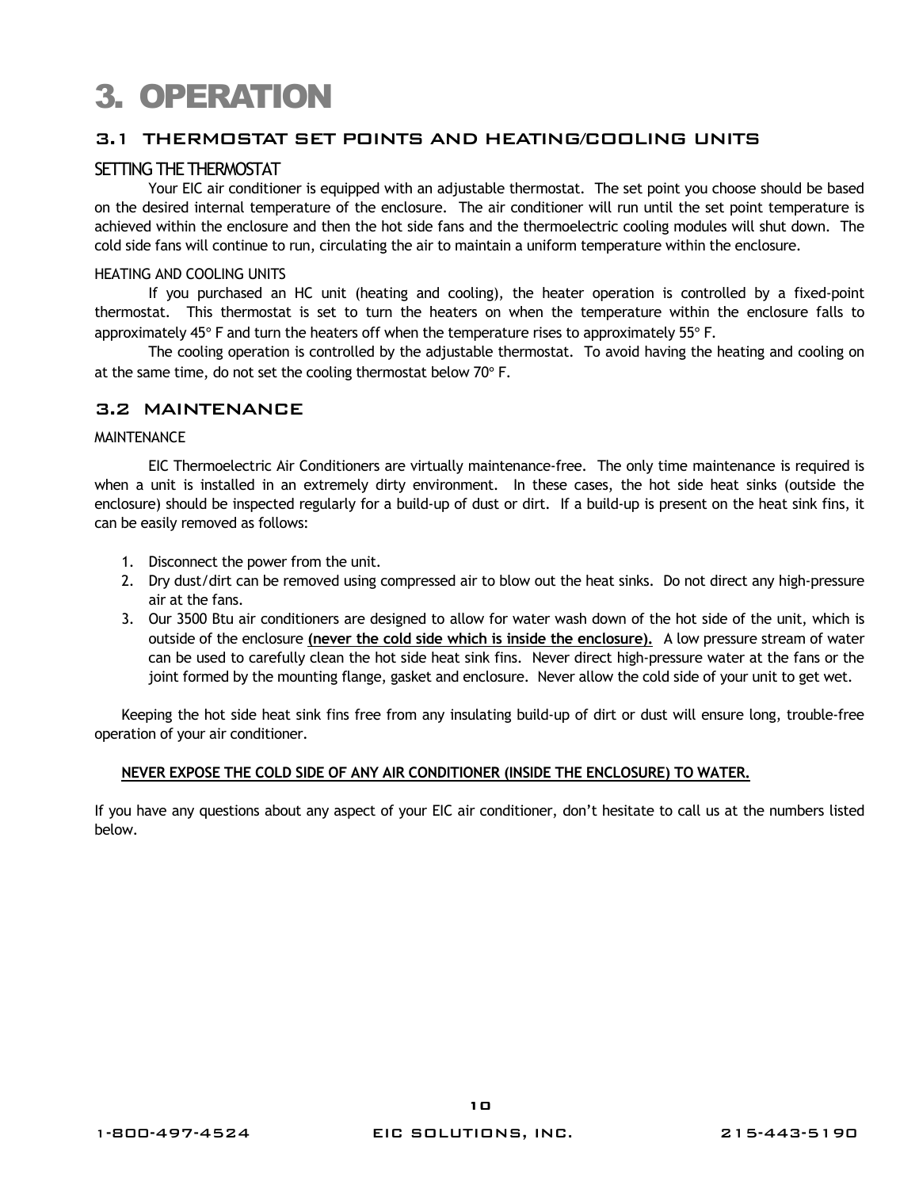# 3. OPERATION

## 3.1 THERMOSTAT SET POINTS AND HEATING/COOLING UNITS

### SETTING THE THERMOSTAT

Your EIC air conditioner is equipped with an adjustable thermostat. The set point you choose should be based on the desired internal temperature of the enclosure. The air conditioner will run until the set point temperature is achieved within the enclosure and then the hot side fans and the thermoelectric cooling modules will shut down. The cold side fans will continue to run, circulating the air to maintain a uniform temperature within the enclosure.

#### HEATING AND COOLING UNITS

If you purchased an HC unit (heating and cooling), the heater operation is controlled by a fixed-point thermostat. This thermostat is set to turn the heaters on when the temperature within the enclosure falls to approximately 45° F and turn the heaters off when the temperature rises to approximately 55° F.

The cooling operation is controlled by the adjustable thermostat. To avoid having the heating and cooling on at the same time, do not set the cooling thermostat below 70° F.

## 3.2 MAINTENANCE

#### MAINTENANCE

EIC Thermoelectric Air Conditioners are virtually maintenance-free. The only time maintenance is required is when a unit is installed in an extremely dirty environment. In these cases, the hot side heat sinks (outside the enclosure) should be inspected regularly for a build-up of dust or dirt. If a build-up is present on the heat sink fins, it can be easily removed as follows:

1. Disconnect the power from the unit.
2. Dry dust/dirt can be removed using compressed air to blow out the heat sinks. Do not direct any high-pressure air at the fans.
3. Our 3500 Btu air conditioners are designed to allow for water wash down of the hot side of the unit, which is outside of the enclosure **(never the cold side which is inside the enclosure).** A low pressure stream of water can be used to carefully clean the hot side heat sink fins. Never direct high-pressure water at the fans or the joint formed by the mounting flange, gasket and enclosure. Never allow the cold side of your unit to get wet.

Keeping the hot side heat sink fins free from any insulating build-up of dirt or dust will ensure long, trouble-free operation of your air conditioner.

**NEVER EXPOSE THE COLD SIDE OF ANY AIR CONDITIONER (INSIDE THE ENCLOSURE) TO WATER.**

If you have any questions about any aspect of your EIC air conditioner, don't hesitate to call us at the numbers listed below.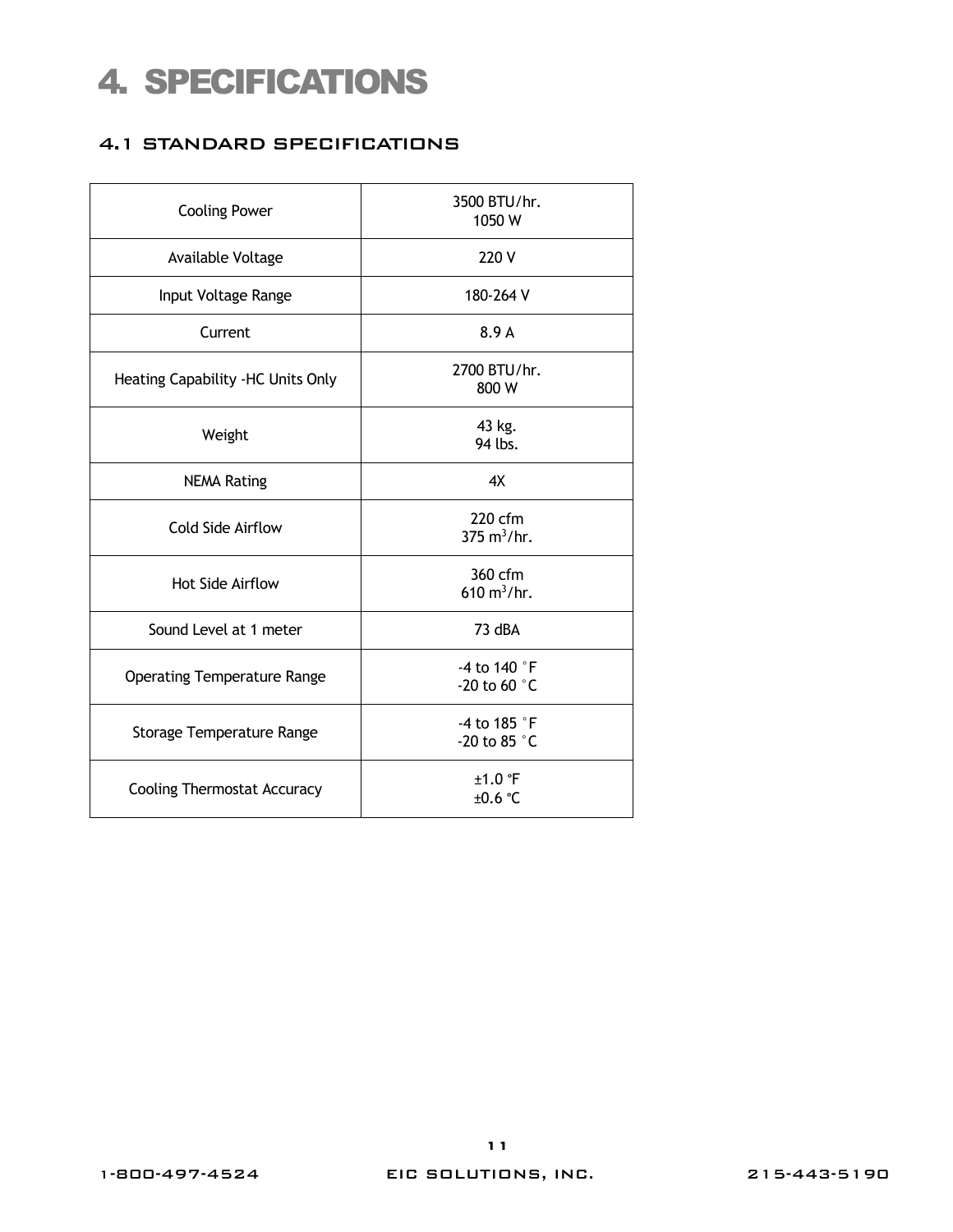# 4. SPECIFICATIONS

## 4.1 STANDARD SPECIFICATIONS

| | |
|---|---|
| Cooling Power | 3500 BTU/hr.<br>1050 W |
| Available Voltage | 220 V |
| Input Voltage Range | 180-264 V |
| Current | 8.9 A |
| Heating Capability -HC Units Only | 2700 BTU/hr.<br>800 W |
| Weight | 43 kg.<br>94 lbs. |
| NEMA Rating | 4X |
| Cold Side Airflow | 220 cfm<br>375 $m^3$/hr. |
| Hot Side Airflow | 360 cfm<br>610 $m^3$/hr. |
| Sound Level at 1 meter | 73 dBA |
| Operating Temperature Range | -4 to 140 °F<br>-20 to 60 °C |
| Storage Temperature Range | -4 to 185 °F<br>-20 to 85 °C |
| Cooling Thermostat Accuracy | ±1.0 °F<br>±0.6 °C |